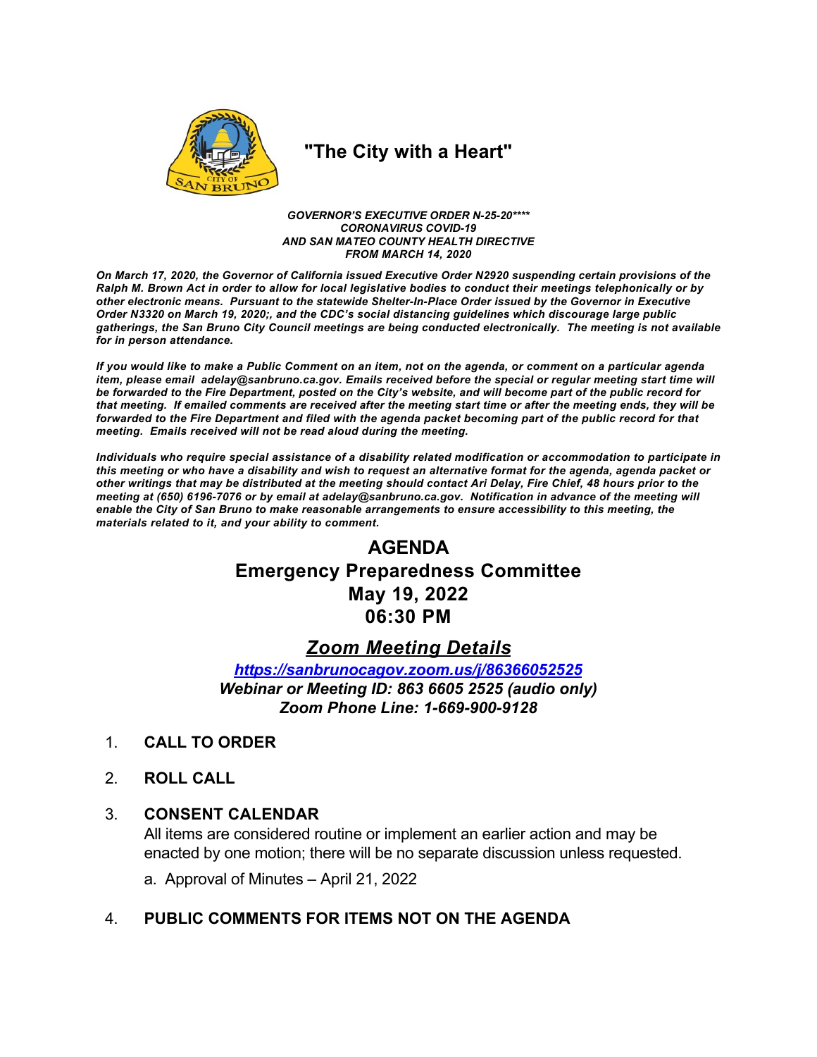# "The City with a Heart"

***GOVERNOR'S EXECUTIVE ORDER N-25-20\*\*\*\****
***CORONAVIRUS COVID-19***
***AND SAN MATEO COUNTY HEALTH DIRECTIVE***
***FROM MARCH 14, 2020***

***On March 17, 2020, the Governor of California issued Executive Order N2920 suspending certain provisions of the Ralph M. Brown Act in order to allow for local legislative bodies to conduct their meetings telephonically or by other electronic means. Pursuant to the statewide Shelter-In-Place Order issued by the Governor in Executive Order N3320 on March 19, 2020;, and the CDC's social distancing guidelines which discourage large public gatherings, the San Bruno City Council meetings are being conducted electronically. The meeting is not available for in person attendance.***

***If you would like to make a Public Comment on an item, not on the agenda, or comment on a particular agenda item, please email adelay@sanbruno.ca.gov. Emails received before the special or regular meeting start time will be forwarded to the Fire Department, posted on the City's website, and will become part of the public record for that meeting. If emailed comments are received after the meeting start time or after the meeting ends, they will be forwarded to the Fire Department and filed with the agenda packet becoming part of the public record for that meeting. Emails received will not be read aloud during the meeting.***

***Individuals who require special assistance of a disability related modification or accommodation to participate in this meeting or who have a disability and wish to request an alternative format for the agenda, agenda packet or other writings that may be distributed at the meeting should contact Ari Delay, Fire Chief, 48 hours prior to the meeting at (650) 6196-7076 or by email at adelay@sanbruno.ca.gov. Notification in advance of the meeting will enable the City of San Bruno to make reasonable arrangements to ensure accessibility to this meeting, the materials related to it, and your ability to comment.***

## AGENDA
## Emergency Preparedness Committee
## May 19, 2022
## 06:30 PM

## *Zoom Meeting Details*

***https://sanbrunocagov.zoom.us/j/86366052525***
***Webinar or Meeting ID: 863 6605 2525 (audio only)***
***Zoom Phone Line: 1-669-900-9128***

1. **CALL TO ORDER**

2. **ROLL CALL**

3. **CONSENT CALENDAR**
   All items are considered routine or implement an earlier action and may be enacted by one motion; there will be no separate discussion unless requested.

   a. Approval of Minutes – April 21, 2022

4. **PUBLIC COMMENTS FOR ITEMS NOT ON THE AGENDA**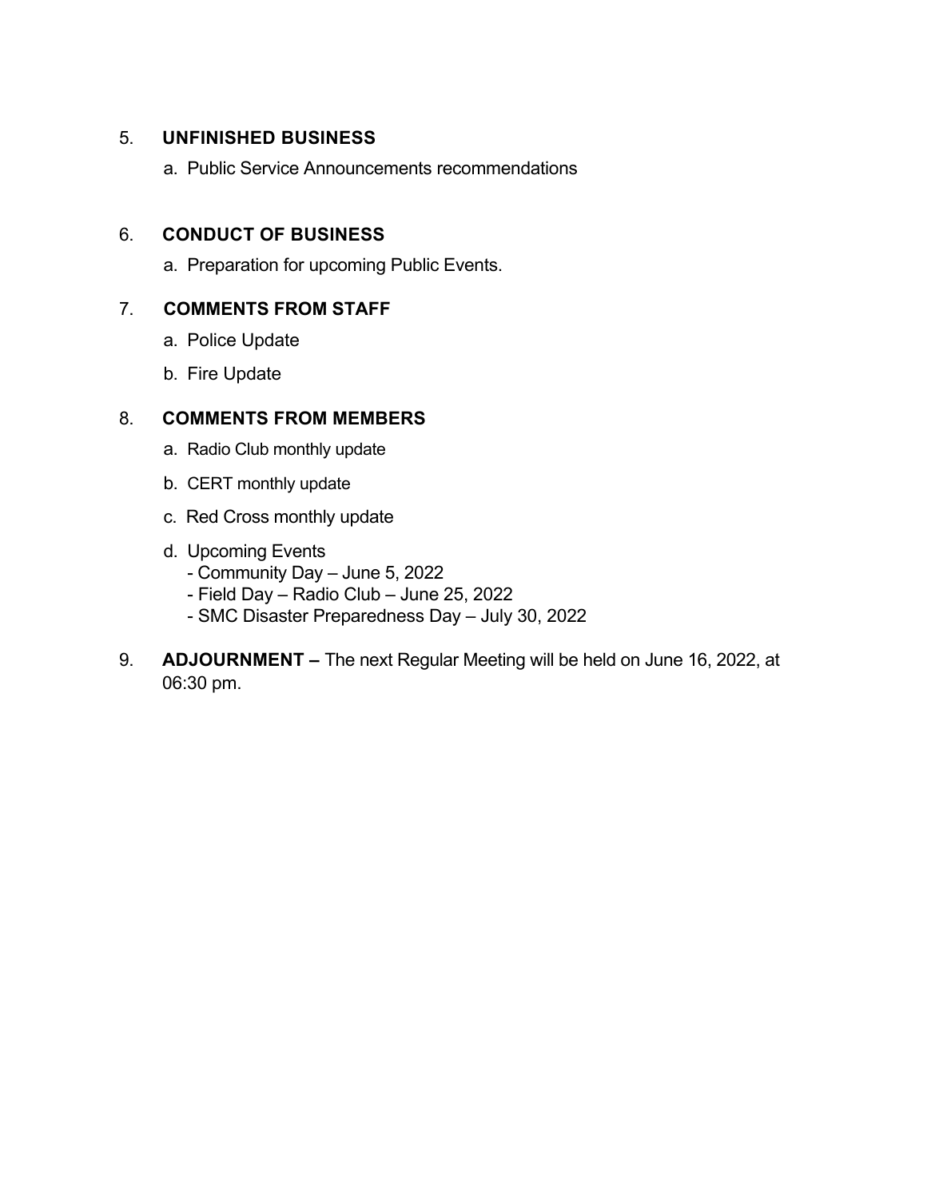5. **UNFINISHED BUSINESS**

   a. Public Service Announcements recommendations

6. **CONDUCT OF BUSINESS**

   a. Preparation for upcoming Public Events.

7. **COMMENTS FROM STAFF**

   a. Police Update

   b. Fire Update

8. **COMMENTS FROM MEMBERS**

   a. Radio Club monthly update

   b. CERT monthly update

   c. Red Cross monthly update

   d. Upcoming Events
      - Community Day – June 5, 2022
      - Field Day – Radio Club – June 25, 2022
      - SMC Disaster Preparedness Day – July 30, 2022

9. **ADJOURNMENT –** The next Regular Meeting will be held on June 16, 2022, at 06:30 pm.